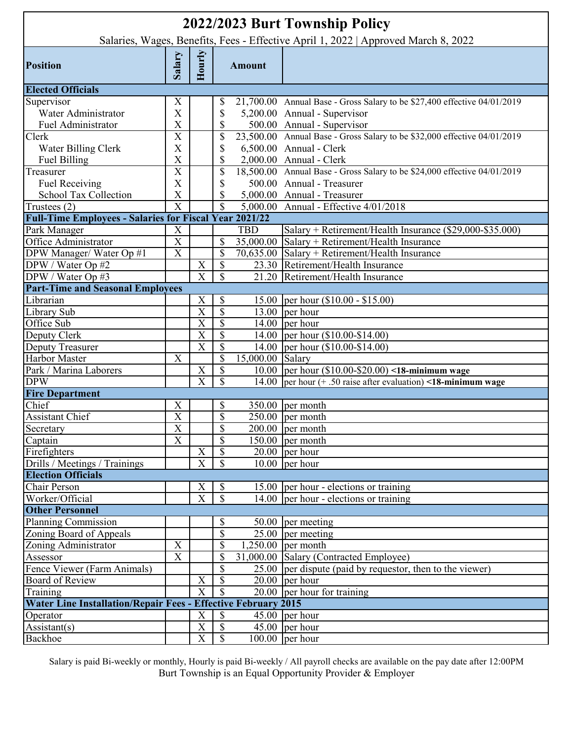# 2022/2023 Burt Township Policy

Salaries, Wages, Benefits, Fees - Effective April 1, 2022 | Approved March 8, 2022

| Position | Salary | Hourly | Amount | |
|---|---|---|---|---|
| **Elected Officials** | | | | |
| Supervisor | X | | $ 21,700.00 | Annual Base - Gross Salary to be $27,400 effective 04/01/2019 |
| Water Administrator | X | | $ 5,200.00 | Annual - Supervisor |
| Fuel Administrator | X | | $ 500.00 | Annual - Supervisor |
| Clerk | X | | $ 23,500.00 | Annual Base - Gross Salary to be $32,000 effective 04/01/2019 |
| Water Billing Clerk | X | | $ 6,500.00 | Annual - Clerk |
| Fuel Billing | X | | $ 2,000.00 | Annual - Clerk |
| Treasurer | X | | $ 18,500.00 | Annual Base - Gross Salary to be $24,000 effective 04/01/2019 |
| Fuel Receiving | X | | $ 500.00 | Annual - Treasurer |
| School Tax Collection | X | | $ 5,000.00 | Annual - Treasurer |
| Trustees (2) | X | | $ 5,000.00 | Annual - Effective 4/01/2018 |
| **Full-Time Employees - Salaries for Fiscal Year 2021/22** | | | | |
| Park Manager | X | | TBD | Salary + Retirement/Health Insurance ($29,000-$35.000) |
| Office Administrator | X | | $ 35,000.00 | Salary + Retirement/Health Insurance |
| DPW Manager/ Water Op #1 | X | | $ 70,635.00 | Salary + Retirement/Health Insurance |
| DPW / Water Op #2 | | X | $ 23.30 | Retirement/Health Insurance |
| DPW / Water Op #3 | | X | $ 21.20 | Retirement/Health Insurance |
| **Part-Time and Seasonal Employees** | | | | |
| Librarian | | X | $ 15.00 | per hour ($10.00 - $15.00) |
| Library Sub | | X | $ 13.00 | per hour |
| Office Sub | | X | $ 14.00 | per hour |
| Deputy Clerk | | X | $ 14.00 | per hour ($10.00-$14.00) |
| Deputy Treasurer | | X | $ 14.00 | per hour ($10.00-$14.00) |
| Harbor Master | X | | $ 15,000.00 | Salary |
| Park / Marina Laborers | | X | $ 10.00 | per hour ($10.00-$20.00) **<18-minimum wage** |
| DPW | | X | $ 14.00 | per hour (+ .50 raise after evaluation) **<18-minimum wage** |
| **Fire Department** | | | | |
| Chief | X | | $ 350.00 | per month |
| Assistant Chief | X | | $ 250.00 | per month |
| Secretary | X | | $ 200.00 | per month |
| Captain | X | | $ 150.00 | per month |
| Firefighters | | X | $ 20.00 | per hour |
| Drills / Meetings / Trainings | | X | $ 10.00 | per hour |
| **Election Officials** | | | | |
| Chair Person | | X | $ 15.00 | per hour - elections or training |
| Worker/Official | | X | $ 14.00 | per hour - elections or training |
| **Other Personnel** | | | | |
| Planning Commission | | | $ 50.00 | per meeting |
| Zoning Board of Appeals | | | $ 25.00 | per meeting |
| Zoning Administrator | X | | $ 1,250.00 | per month |
| Assessor | X | | $ 31,000.00 | Salary (Contracted Employee) |
| Fence Viewer (Farm Animals) | | | $ 25.00 | per dispute (paid by requestor, then to the viewer) |
| Board of Review | | X | $ 20.00 | per hour |
| Training | | X | $ 20.00 | per hour for training |
| **Water Line Installation/Repair Fees - Effective February 2015** | | | | |
| Operator | | X | $ 45.00 | per hour |
| Assistant(s) | | X | $ 45.00 | per hour |
| Backhoe | | X | $ 100.00 | per hour |

Salary is paid Bi-weekly or monthly, Hourly is paid Bi-weekly / All payroll checks are available on the pay date after 12:00PM

Burt Township is an Equal Opportunity Provider & Employer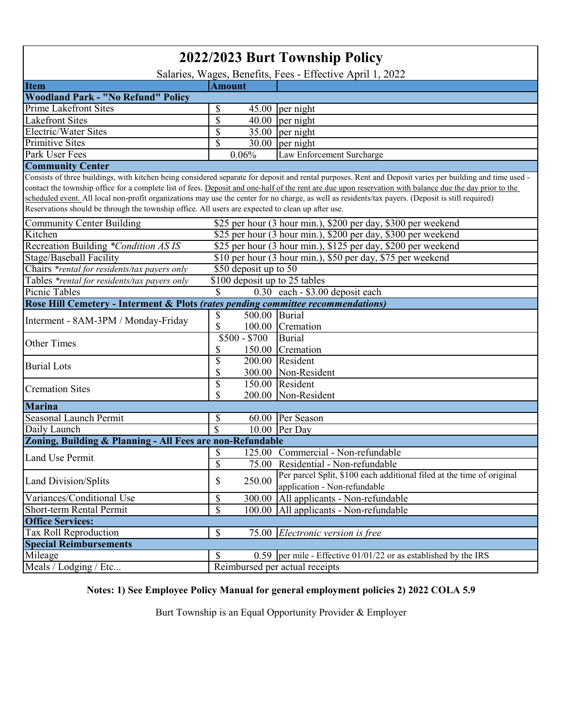# 2022/2023 Burt Township Policy

Salaries, Wages, Benefits, Fees - Effective April 1, 2022

| Item | Amount | |
|---|---|---|
| **Woodland Park - "No Refund" Policy** | | |
| Prime Lakefront Sites | $ 45.00 | per night |
| Lakefront Sites | $ 40.00 | per night |
| Electric/Water Sites | $ 35.00 | per night |
| Primitive Sites | $ 30.00 | per night |
| Park User Fees | 0.06% | Law Enforcement Surcharge |
| **Community Center** | | |
| Consists of three buildings, with kitchen being considered separate for deposit and rental purposes. Rent and Deposit varies per building and time used - contact the township office for a complete list of fees. Deposit and one-half of the rent are due upon reservation with balance due the day prior to the scheduled event. All local non-profit organizations may use the center for no charge, as well as residents/tax payers. (Deposit is still required) Reservations should be through the township office. All users are expected to clean up after use. | | |
| Community Center Building | $25 per hour (3 hour min.), $200 per day, $300 per weekend | |
| Kitchen | $25 per hour (3 hour min.), $200 per day, $300 per weekend | |
| Recreation Building *Condition AS IS* | $25 per hour (3 hour min.), $125 per day, $200 per weekend | |
| Stage/Baseball Facility | $10 per hour (3 hour min.), $50 per day, $75 per weekend | |
| Chairs *rental for residents/tax payers only* | $50 deposit up to 50 | |
| Tables *rental for residents/tax payers only* | $100 deposit up to 25 tables | |
| Picnic Tables | $ 0.30 | each - $3.00 deposit each |
| **Rose Hill Cemetery - Interment & Plots *(rates pending committee recommendations)*** | | |
| Interment - 8AM-3PM / Monday-Friday | $ 500.00 | Burial |
| | $ 100.00 | Cremation |
| Other Times | $500 - $700 | Burial |
| | $ 150.00 | Cremation |
| Burial Lots | $ 200.00 | Resident |
| | $ 300.00 | Non-Resident |
| Cremation Sites | $ 150.00 | Resident |
| | $ 200.00 | Non-Resident |
| **Marina** | | |
| Seasonal Launch Permit | $ 60.00 | Per Season |
| Daily Launch | $ 10.00 | Per Day |
| **Zoning, Building & Planning - All Fees are non-Refundable** | | |
| Land Use Permit | $ 125.00 | Commercial - Non-refundable |
| | $ 75.00 | Residential - Non-refundable |
| Land Division/Splits | $ 250.00 | Per parcel Split, $100 each additional filed at the time of original application - Non-refundable |
| Variances/Conditional Use | $ 300.00 | All applicants - Non-refundable |
| Short-term Rental Permit | $ 100.00 | All applicants - Non-refundable |
| **Office Services:** | | |
| Tax Roll Reproduction | $ 75.00 | *Electronic version is free* |
| **Special Reimbursements** | | |
| Mileage | $ 0.59 | per mile - Effective 01/01/22 or as established by the IRS |
| Meals / Lodging / Etc... | Reimbursed per actual receipts | |

**Notes: 1) See Employee Policy Manual for general employment policies 2) 2022 COLA 5.9**

Burt Township is an Equal Opportunity Provider & Employer